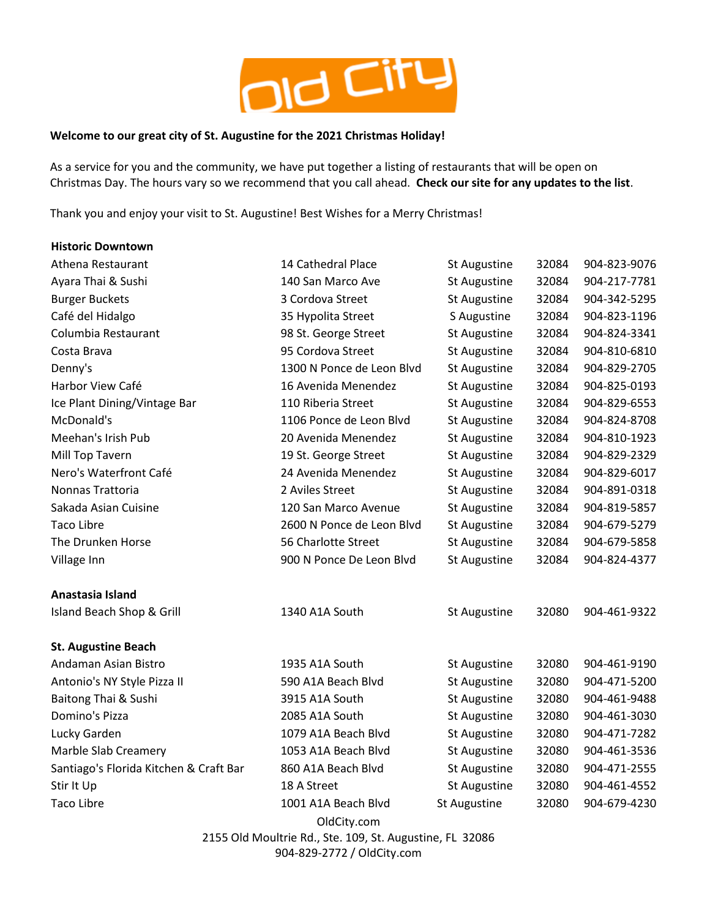Old City

**Welcome to our great city of St. Augustine for the 2021 Christmas Holiday!**

As a service for you and the community, we have put together a listing of restaurants that will be open on Christmas Day. The hours vary so we recommend that you call ahead. **Check our site for any updates to the list**.

Thank you and enjoy your visit to St. Augustine! Best Wishes for a Merry Christmas!

**Historic Downtown**

| | | | | |
|---|---|---|---|---|
| Athena Restaurant | 14 Cathedral Place | St Augustine | 32084 | 904-823-9076 |
| Ayara Thai & Sushi | 140 San Marco Ave | St Augustine | 32084 | 904-217-7781 |
| Burger Buckets | 3 Cordova Street | St Augustine | 32084 | 904-342-5295 |
| Café del Hidalgo | 35 Hypolita Street | S Augustine | 32084 | 904-823-1196 |
| Columbia Restaurant | 98 St. George Street | St Augustine | 32084 | 904-824-3341 |
| Costa Brava | 95 Cordova Street | St Augustine | 32084 | 904-810-6810 |
| Denny's | 1300 N Ponce de Leon Blvd | St Augustine | 32084 | 904-829-2705 |
| Harbor View Café | 16 Avenida Menendez | St Augustine | 32084 | 904-825-0193 |
| Ice Plant Dining/Vintage Bar | 110 Riberia Street | St Augustine | 32084 | 904-829-6553 |
| McDonald's | 1106 Ponce de Leon Blvd | St Augustine | 32084 | 904-824-8708 |
| Meehan's Irish Pub | 20 Avenida Menendez | St Augustine | 32084 | 904-810-1923 |
| Mill Top Tavern | 19 St. George Street | St Augustine | 32084 | 904-829-2329 |
| Nero's Waterfront Café | 24 Avenida Menendez | St Augustine | 32084 | 904-829-6017 |
| Nonnas Trattoria | 2 Aviles Street | St Augustine | 32084 | 904-891-0318 |
| Sakada Asian Cuisine | 120 San Marco Avenue | St Augustine | 32084 | 904-819-5857 |
| Taco Libre | 2600 N Ponce de Leon Blvd | St Augustine | 32084 | 904-679-5279 |
| The Drunken Horse | 56 Charlotte Street | St Augustine | 32084 | 904-679-5858 |
| Village Inn | 900 N Ponce De Leon Blvd | St Augustine | 32084 | 904-824-4377 |

**Anastasia Island**

| | | | | |
|---|---|---|---|---|
| Island Beach Shop & Grill | 1340 A1A South | St Augustine | 32080 | 904-461-9322 |

**St. Augustine Beach**

| | | | | |
|---|---|---|---|---|
| Andaman Asian Bistro | 1935 A1A South | St Augustine | 32080 | 904-461-9190 |
| Antonio's NY Style Pizza II | 590 A1A Beach Blvd | St Augustine | 32080 | 904-471-5200 |
| Baitong Thai & Sushi | 3915 A1A South | St Augustine | 32080 | 904-461-9488 |
| Domino's Pizza | 2085 A1A South | St Augustine | 32080 | 904-461-3030 |
| Lucky Garden | 1079 A1A Beach Blvd | St Augustine | 32080 | 904-471-7282 |
| Marble Slab Creamery | 1053 A1A Beach Blvd | St Augustine | 32080 | 904-461-3536 |
| Santiago's Florida Kitchen & Craft Bar | 860 A1A Beach Blvd | St Augustine | 32080 | 904-471-2555 |
| Stir It Up | 18 A Street | St Augustine | 32080 | 904-461-4552 |
| Taco Libre | 1001 A1A Beach Blvd | St Augustine | 32080 | 904-679-4230 |

OldCity.com
2155 Old Moultrie Rd., Ste. 109, St. Augustine, FL 32086
904-829-2772 / OldCity.com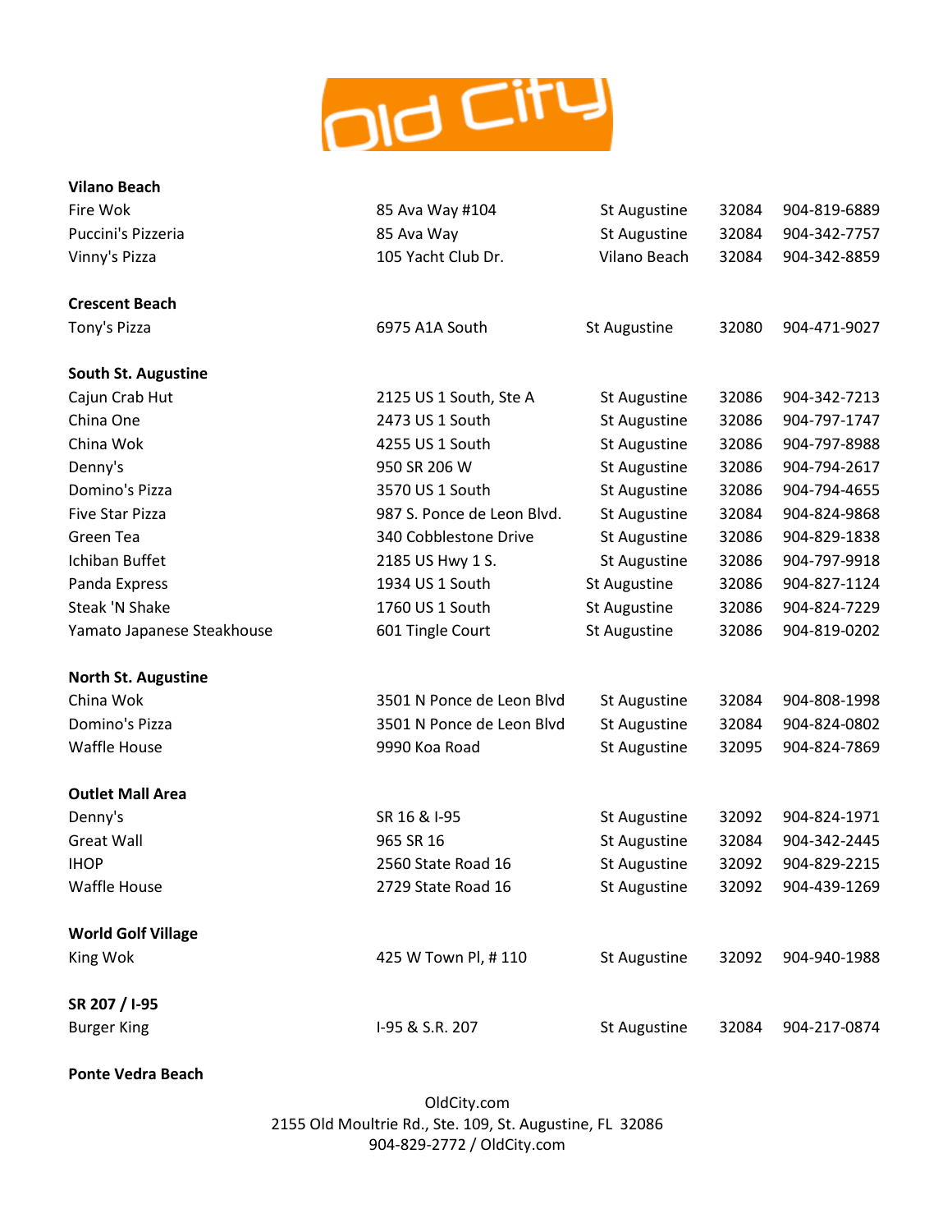**Vilano Beach**

| | | | | |
|---|---|---|---|---|
| Fire Wok | 85 Ava Way #104 | St Augustine | 32084 | 904-819-6889 |
| Puccini's Pizzeria | 85 Ava Way | St Augustine | 32084 | 904-342-7757 |
| Vinny's Pizza | 105 Yacht Club Dr. | Vilano Beach | 32084 | 904-342-8859 |

**Crescent Beach**

| | | | | |
|---|---|---|---|---|
| Tony's Pizza | 6975 A1A South | St Augustine | 32080 | 904-471-9027 |

**South St. Augustine**

| | | | | |
|---|---|---|---|---|
| Cajun Crab Hut | 2125 US 1 South, Ste A | St Augustine | 32086 | 904-342-7213 |
| China One | 2473 US 1 South | St Augustine | 32086 | 904-797-1747 |
| China Wok | 4255 US 1 South | St Augustine | 32086 | 904-797-8988 |
| Denny's | 950 SR 206 W | St Augustine | 32086 | 904-794-2617 |
| Domino's Pizza | 3570 US 1 South | St Augustine | 32086 | 904-794-4655 |
| Five Star Pizza | 987 S. Ponce de Leon Blvd. | St Augustine | 32084 | 904-824-9868 |
| Green Tea | 340 Cobblestone Drive | St Augustine | 32086 | 904-829-1838 |
| Ichiban Buffet | 2185 US Hwy 1 S. | St Augustine | 32086 | 904-797-9918 |
| Panda Express | 1934 US 1 South | St Augustine | 32086 | 904-827-1124 |
| Steak 'N Shake | 1760 US 1 South | St Augustine | 32086 | 904-824-7229 |
| Yamato Japanese Steakhouse | 601 Tingle Court | St Augustine | 32086 | 904-819-0202 |

**North St. Augustine**

| | | | | |
|---|---|---|---|---|
| China Wok | 3501 N Ponce de Leon Blvd | St Augustine | 32084 | 904-808-1998 |
| Domino's Pizza | 3501 N Ponce de Leon Blvd | St Augustine | 32084 | 904-824-0802 |
| Waffle House | 9990 Koa Road | St Augustine | 32095 | 904-824-7869 |

**Outlet Mall Area**

| | | | | |
|---|---|---|---|---|
| Denny's | SR 16 & I-95 | St Augustine | 32092 | 904-824-1971 |
| Great Wall | 965 SR 16 | St Augustine | 32084 | 904-342-2445 |
| IHOP | 2560 State Road 16 | St Augustine | 32092 | 904-829-2215 |
| Waffle House | 2729 State Road 16 | St Augustine | 32092 | 904-439-1269 |

**World Golf Village**

| | | | | |
|---|---|---|---|---|
| King Wok | 425 W Town Pl, # 110 | St Augustine | 32092 | 904-940-1988 |

**SR 207 / I-95**

| | | | | |
|---|---|---|---|---|
| Burger King | I-95 & S.R. 207 | St Augustine | 32084 | 904-217-0874 |

**Ponte Vedra Beach**

OldCity.com
2155 Old Moultrie Rd., Ste. 109, St. Augustine, FL 32086
904-829-2772 / OldCity.com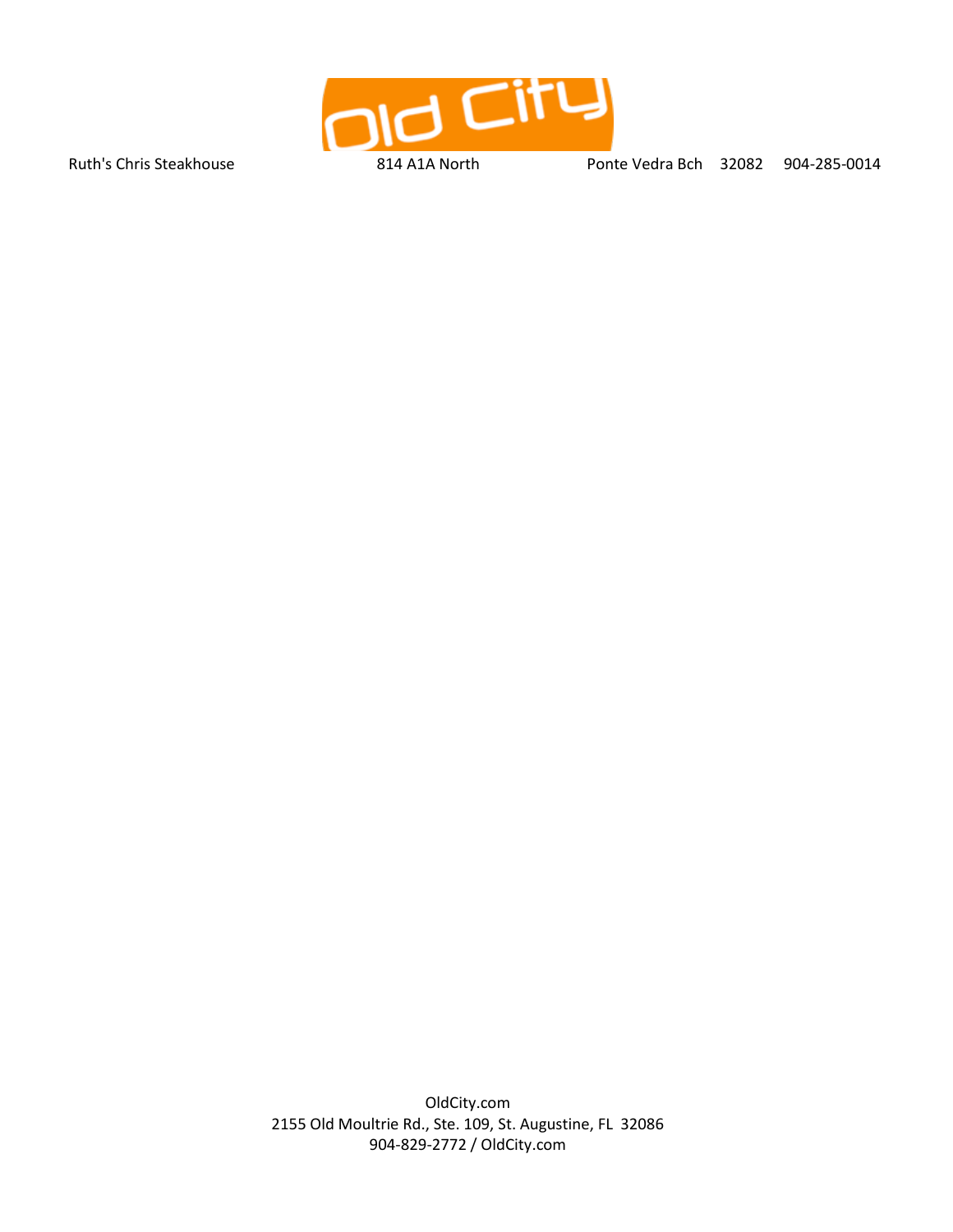| | | | | |
|---|---|---|---|---|
| Ruth's Chris Steakhouse | 814 A1A North | Ponte Vedra Bch | 32082 | 904-285-0014 |

OldCity.com
2155 Old Moultrie Rd., Ste. 109, St. Augustine, FL 32086
904-829-2772 / OldCity.com